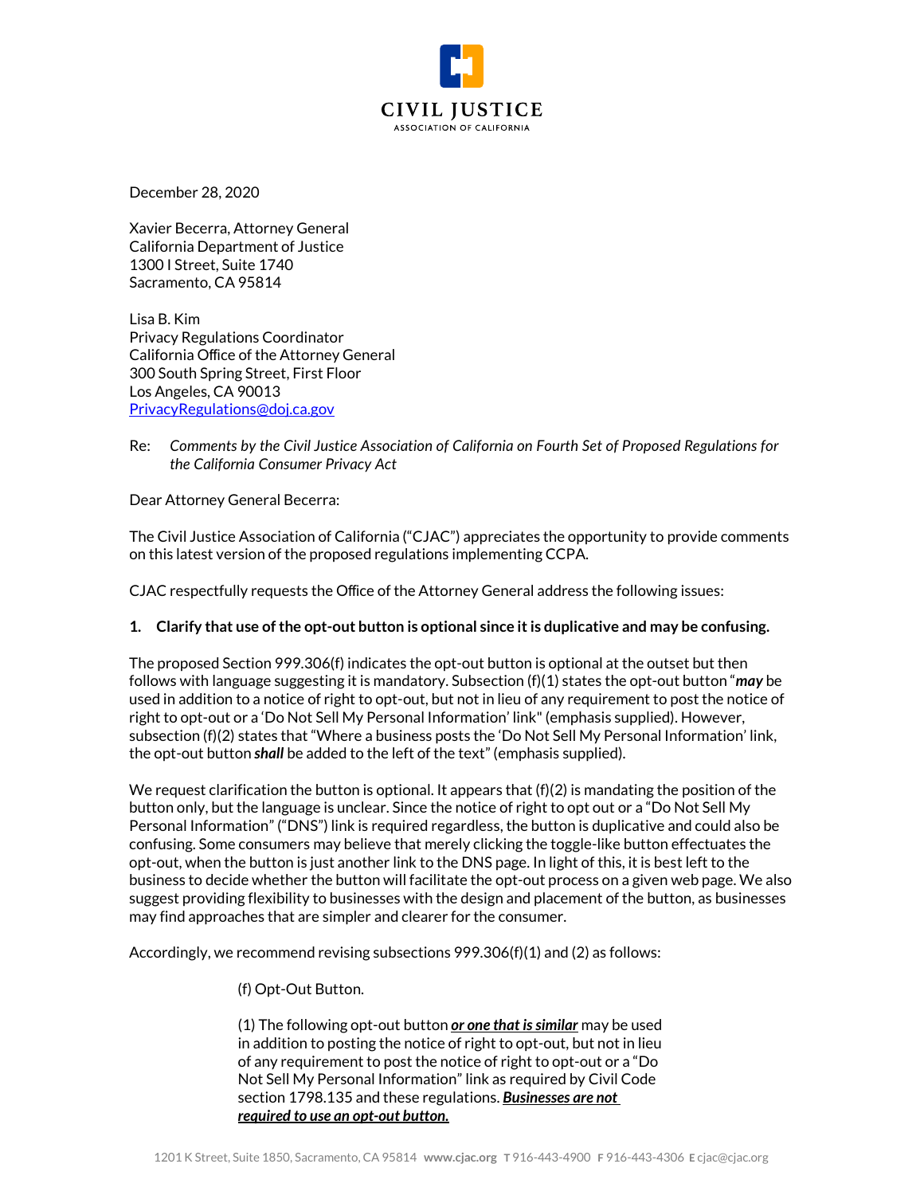CIVIL JUSTICE
ASSOCIATION OF CALIFORNIA

December 28, 2020

Xavier Becerra, Attorney General
California Department of Justice
1300 I Street, Suite 1740
Sacramento, CA 95814

Lisa B. Kim
Privacy Regulations Coordinator
California Office of the Attorney General
300 South Spring Street, First Floor
Los Angeles, CA 90013
PrivacyRegulations@doj.ca.gov

Re: *Comments by the Civil Justice Association of California on Fourth Set of Proposed Regulations for the California Consumer Privacy Act*

Dear Attorney General Becerra:

The Civil Justice Association of California ("CJAC") appreciates the opportunity to provide comments on this latest version of the proposed regulations implementing CCPA.

CJAC respectfully requests the Office of the Attorney General address the following issues:

**1. Clarify that use of the opt-out button is optional since it is duplicative and may be confusing.**

The proposed Section 999.306(f) indicates the opt-out button is optional at the outset but then follows with language suggesting it is mandatory. Subsection (f)(1) states the opt-out button "***may*** be used in addition to a notice of right to opt-out, but not in lieu of any requirement to post the notice of right to opt-out or a 'Do Not Sell My Personal Information' link" (emphasis supplied). However, subsection (f)(2) states that "Where a business posts the 'Do Not Sell My Personal Information' link, the opt-out button ***shall*** be added to the left of the text" (emphasis supplied).

We request clarification the button is optional. It appears that (f)(2) is mandating the position of the button only, but the language is unclear. Since the notice of right to opt out or a "Do Not Sell My Personal Information" ("DNS") link is required regardless, the button is duplicative and could also be confusing. Some consumers may believe that merely clicking the toggle-like button effectuates the opt-out, when the button is just another link to the DNS page. In light of this, it is best left to the business to decide whether the button will facilitate the opt-out process on a given web page. We also suggest providing flexibility to businesses with the design and placement of the button, as businesses may find approaches that are simpler and clearer for the consumer.

Accordingly, we recommend revising subsections 999.306(f)(1) and (2) as follows:

> (f) Opt-Out Button.
>
> (1) The following opt-out button ***<u>or one that is similar</u>*** may be used in addition to posting the notice of right to opt-out, but not in lieu of any requirement to post the notice of right to opt-out or a "Do Not Sell My Personal Information" link as required by Civil Code section 1798.135 and these regulations. ***<u>Businesses are not required to use an opt-out button.</u>***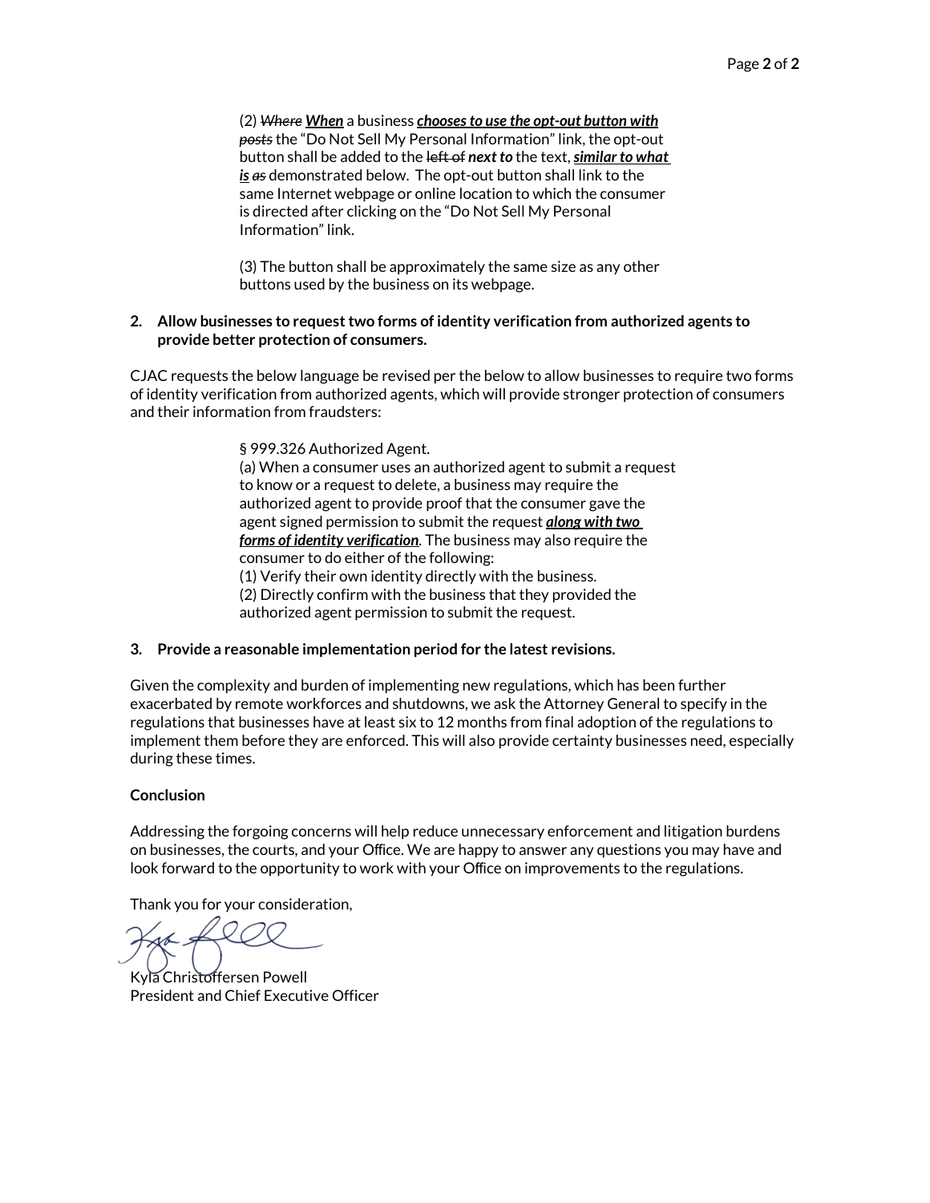(2) ~~*Where*~~ ***When*** a business ***chooses to use the opt-out button with*** ~~*posts*~~ the "Do Not Sell My Personal Information" link, the opt-out button shall be added to the ~~left of~~ ***next to*** the text, ***similar to what is*** ~~*as*~~ demonstrated below. The opt-out button shall link to the same Internet webpage or online location to which the consumer is directed after clicking on the "Do Not Sell My Personal Information" link.

(3) The button shall be approximately the same size as any other buttons used by the business on its webpage.

**2. Allow businesses to request two forms of identity verification from authorized agents to provide better protection of consumers.**

CJAC requests the below language be revised per the below to allow businesses to require two forms of identity verification from authorized agents, which will provide stronger protection of consumers and their information from fraudsters:

§ 999.326 Authorized Agent.
(a) When a consumer uses an authorized agent to submit a request to know or a request to delete, a business may require the authorized agent to provide proof that the consumer gave the agent signed permission to submit the request ***along with two forms of identity verification***. The business may also require the consumer to do either of the following:
(1) Verify their own identity directly with the business.
(2) Directly confirm with the business that they provided the authorized agent permission to submit the request.

**3. Provide a reasonable implementation period for the latest revisions.**

Given the complexity and burden of implementing new regulations, which has been further exacerbated by remote workforces and shutdowns, we ask the Attorney General to specify in the regulations that businesses have at least six to 12 months from final adoption of the regulations to implement them before they are enforced. This will also provide certainty businesses need, especially during these times.

**Conclusion**

Addressing the forgoing concerns will help reduce unnecessary enforcement and litigation burdens on businesses, the courts, and your Office. We are happy to answer any questions you may have and look forward to the opportunity to work with your Office on improvements to the regulations.

Thank you for your consideration,

Kyla Christoffersen Powell
President and Chief Executive Officer